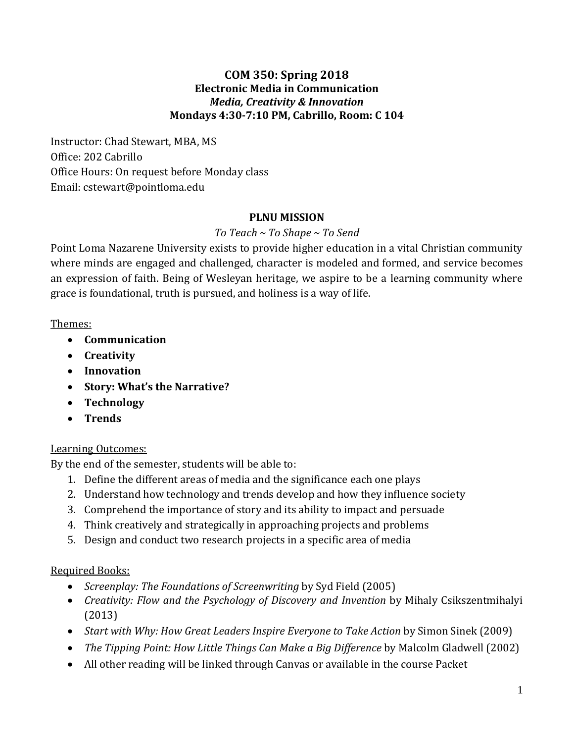# COM 350: Spring 2018

## Electronic Media in Communication

### *Media, Creativity & Innovation*

**Mondays 4:30-7:10 PM, Cabrillo, Room: C 104**

Instructor: Chad Stewart, MBA, MS
Office: 202 Cabrillo
Office Hours: On request before Monday class
Email: cstewart@pointloma.edu

## PLNU MISSION

*To Teach ~ To Shape ~ To Send*

Point Loma Nazarene University exists to provide higher education in a vital Christian community where minds are engaged and challenged, character is modeled and formed, and service becomes an expression of faith. Being of Wesleyan heritage, we aspire to be a learning community where grace is foundational, truth is pursued, and holiness is a way of life.

Themes:

- **Communication**
- **Creativity**
- **Innovation**
- **Story: What's the Narrative?**
- **Technology**
- **Trends**

Learning Outcomes:

By the end of the semester, students will be able to:

1. Define the different areas of media and the significance each one plays
2. Understand how technology and trends develop and how they influence society
3. Comprehend the importance of story and its ability to impact and persuade
4. Think creatively and strategically in approaching projects and problems
5. Design and conduct two research projects in a specific area of media

Required Books:

- *Screenplay: The Foundations of Screenwriting* by Syd Field (2005)
- *Creativity: Flow and the Psychology of Discovery and Invention* by Mihaly Csikszentmihalyi (2013)
- *Start with Why: How Great Leaders Inspire Everyone to Take Action* by Simon Sinek (2009)
- *The Tipping Point: How Little Things Can Make a Big Difference* by Malcolm Gladwell (2002)
- All other reading will be linked through Canvas or available in the course Packet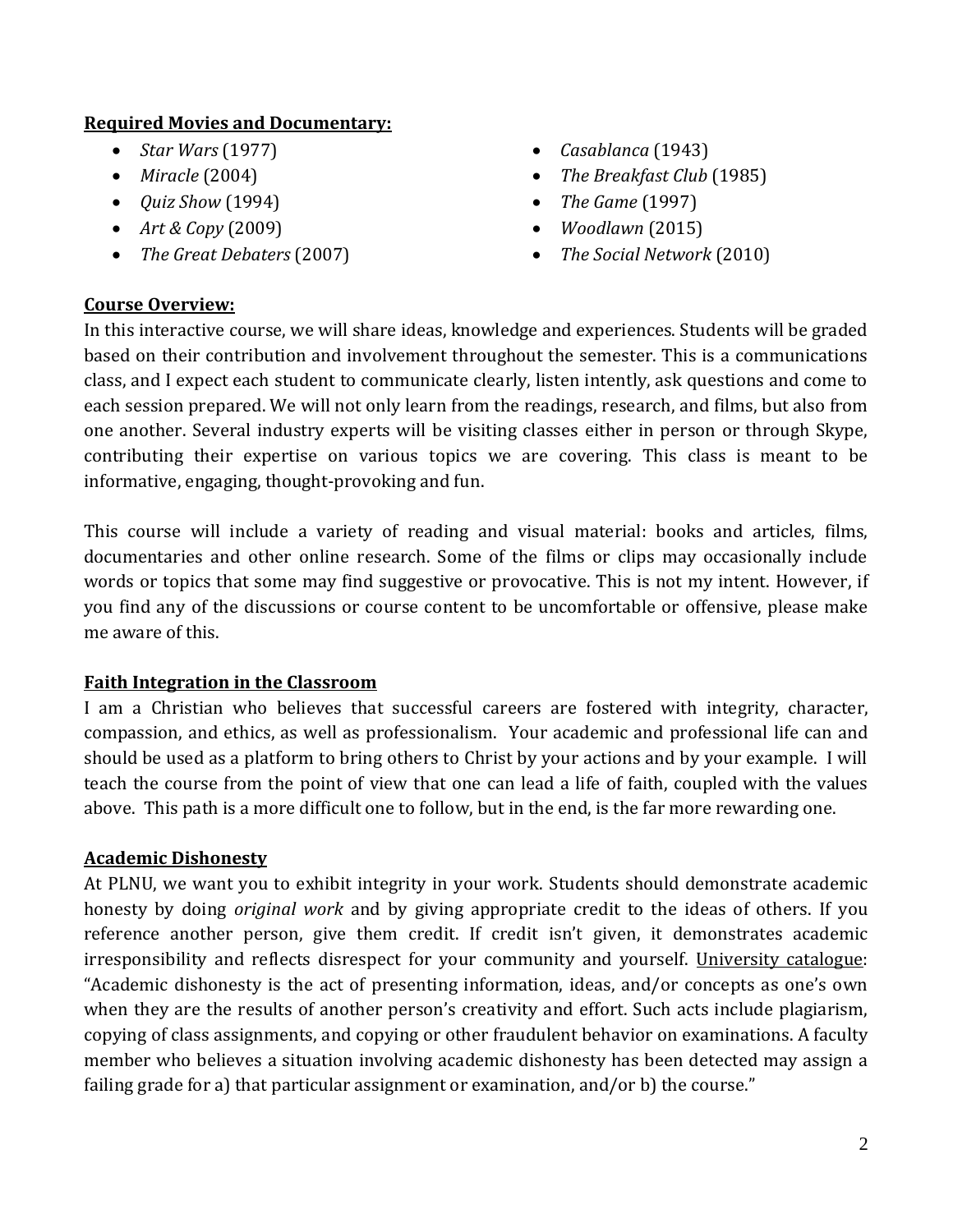**Required Movies and Documentary:**

- *Star Wars* (1977)
- *Miracle* (2004)
- *Quiz Show* (1994)
- *Art & Copy* (2009)
- *The Great Debaters* (2007)
- *Casablanca* (1943)
- *The Breakfast Club* (1985)
- *The Game* (1997)
- *Woodlawn* (2015)
- *The Social Network* (2010)

**Course Overview:**

In this interactive course, we will share ideas, knowledge and experiences. Students will be graded based on their contribution and involvement throughout the semester. This is a communications class, and I expect each student to communicate clearly, listen intently, ask questions and come to each session prepared. We will not only learn from the readings, research, and films, but also from one another. Several industry experts will be visiting classes either in person or through Skype, contributing their expertise on various topics we are covering. This class is meant to be informative, engaging, thought-provoking and fun.

This course will include a variety of reading and visual material: books and articles, films, documentaries and other online research. Some of the films or clips may occasionally include words or topics that some may find suggestive or provocative. This is not my intent. However, if you find any of the discussions or course content to be uncomfortable or offensive, please make me aware of this.

**Faith Integration in the Classroom**

I am a Christian who believes that successful careers are fostered with integrity, character, compassion, and ethics, as well as professionalism. Your academic and professional life can and should be used as a platform to bring others to Christ by your actions and by your example. I will teach the course from the point of view that one can lead a life of faith, coupled with the values above. This path is a more difficult one to follow, but in the end, is the far more rewarding one.

**Academic Dishonesty**

At PLNU, we want you to exhibit integrity in your work. Students should demonstrate academic honesty by doing *original work* and by giving appropriate credit to the ideas of others. If you reference another person, give them credit. If credit isn't given, it demonstrates academic irresponsibility and reflects disrespect for your community and yourself. University catalogue: "Academic dishonesty is the act of presenting information, ideas, and/or concepts as one's own when they are the results of another person's creativity and effort. Such acts include plagiarism, copying of class assignments, and copying or other fraudulent behavior on examinations. A faculty member who believes a situation involving academic dishonesty has been detected may assign a failing grade for a) that particular assignment or examination, and/or b) the course."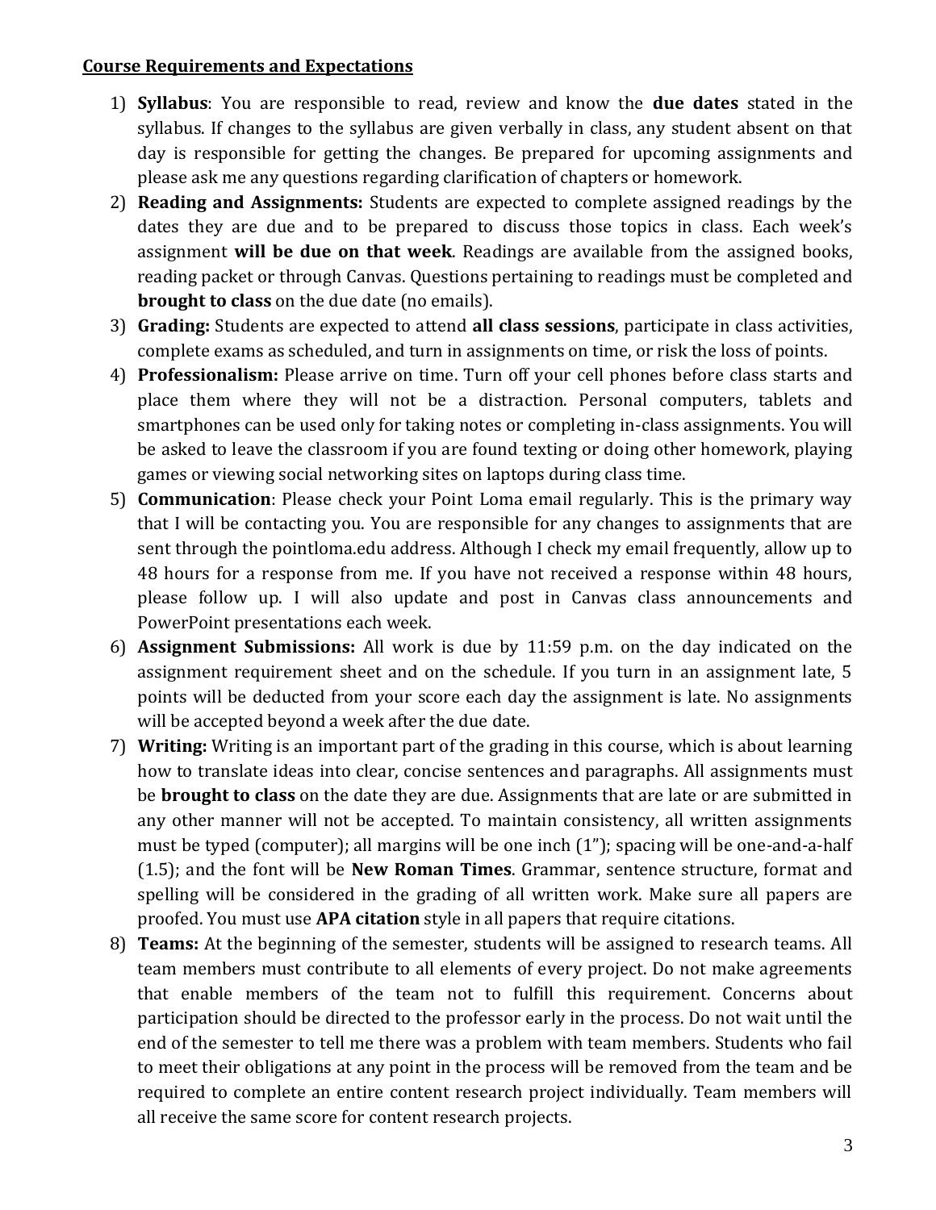**Course Requirements and Expectations**

1) **Syllabus**: You are responsible to read, review and know the **due dates** stated in the syllabus. If changes to the syllabus are given verbally in class, any student absent on that day is responsible for getting the changes. Be prepared for upcoming assignments and please ask me any questions regarding clarification of chapters or homework.
2) **Reading and Assignments:** Students are expected to complete assigned readings by the dates they are due and to be prepared to discuss those topics in class. Each week's assignment **will be due on that week**. Readings are available from the assigned books, reading packet or through Canvas. Questions pertaining to readings must be completed and **brought to class** on the due date (no emails).
3) **Grading:** Students are expected to attend **all class sessions**, participate in class activities, complete exams as scheduled, and turn in assignments on time, or risk the loss of points.
4) **Professionalism:** Please arrive on time. Turn off your cell phones before class starts and place them where they will not be a distraction. Personal computers, tablets and smartphones can be used only for taking notes or completing in-class assignments. You will be asked to leave the classroom if you are found texting or doing other homework, playing games or viewing social networking sites on laptops during class time.
5) **Communication**: Please check your Point Loma email regularly. This is the primary way that I will be contacting you. You are responsible for any changes to assignments that are sent through the pointloma.edu address. Although I check my email frequently, allow up to 48 hours for a response from me. If you have not received a response within 48 hours, please follow up. I will also update and post in Canvas class announcements and PowerPoint presentations each week.
6) **Assignment Submissions:** All work is due by 11:59 p.m. on the day indicated on the assignment requirement sheet and on the schedule. If you turn in an assignment late, 5 points will be deducted from your score each day the assignment is late. No assignments will be accepted beyond a week after the due date.
7) **Writing:** Writing is an important part of the grading in this course, which is about learning how to translate ideas into clear, concise sentences and paragraphs. All assignments must be **brought to class** on the date they are due. Assignments that are late or are submitted in any other manner will not be accepted. To maintain consistency, all written assignments must be typed (computer); all margins will be one inch (1"); spacing will be one-and-a-half (1.5); and the font will be **New Roman Times**. Grammar, sentence structure, format and spelling will be considered in the grading of all written work. Make sure all papers are proofed. You must use **APA citation** style in all papers that require citations.
8) **Teams:** At the beginning of the semester, students will be assigned to research teams. All team members must contribute to all elements of every project. Do not make agreements that enable members of the team not to fulfill this requirement. Concerns about participation should be directed to the professor early in the process. Do not wait until the end of the semester to tell me there was a problem with team members. Students who fail to meet their obligations at any point in the process will be removed from the team and be required to complete an entire content research project individually. Team members will all receive the same score for content research projects.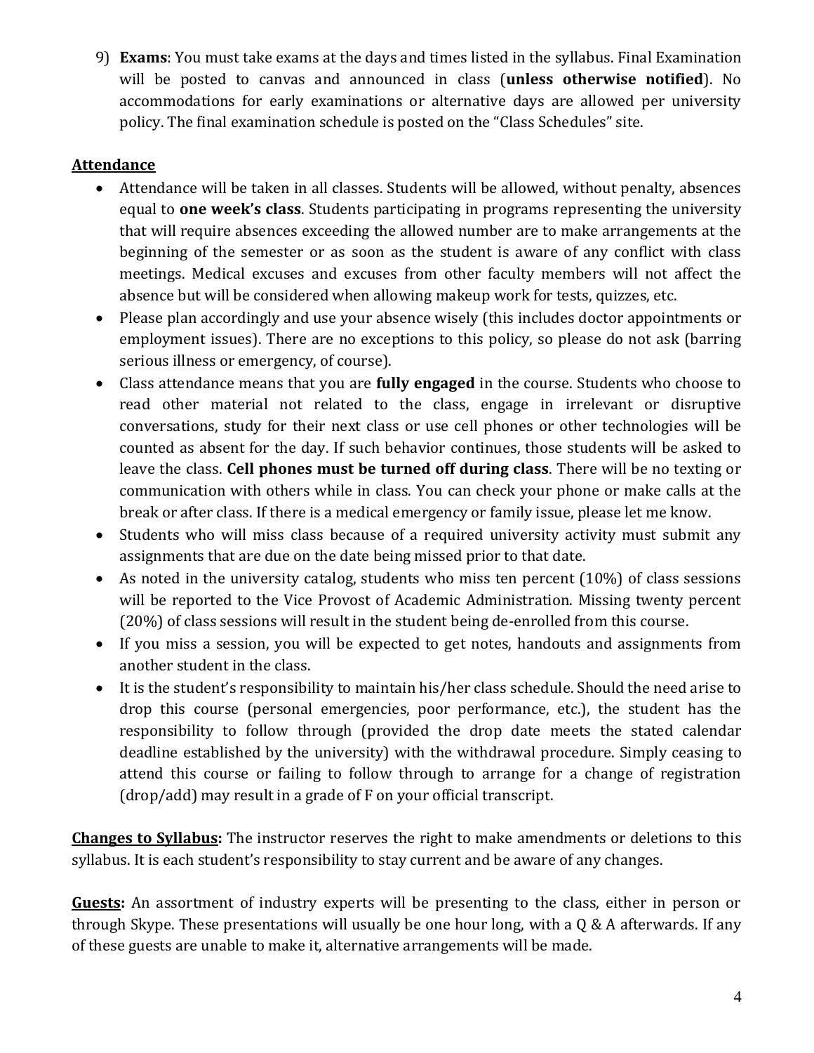9) **Exams**: You must take exams at the days and times listed in the syllabus. Final Examination will be posted to canvas and announced in class (**unless otherwise notified**). No accommodations for early examinations or alternative days are allowed per university policy. The final examination schedule is posted on the "Class Schedules" site.

**Attendance**

- Attendance will be taken in all classes. Students will be allowed, without penalty, absences equal to **one week's class**. Students participating in programs representing the university that will require absences exceeding the allowed number are to make arrangements at the beginning of the semester or as soon as the student is aware of any conflict with class meetings. Medical excuses and excuses from other faculty members will not affect the absence but will be considered when allowing makeup work for tests, quizzes, etc.
- Please plan accordingly and use your absence wisely (this includes doctor appointments or employment issues). There are no exceptions to this policy, so please do not ask (barring serious illness or emergency, of course).
- Class attendance means that you are **fully engaged** in the course. Students who choose to read other material not related to the class, engage in irrelevant or disruptive conversations, study for their next class or use cell phones or other technologies will be counted as absent for the day. If such behavior continues, those students will be asked to leave the class. **Cell phones must be turned off during class**. There will be no texting or communication with others while in class. You can check your phone or make calls at the break or after class. If there is a medical emergency or family issue, please let me know.
- Students who will miss class because of a required university activity must submit any assignments that are due on the date being missed prior to that date.
- As noted in the university catalog, students who miss ten percent (10%) of class sessions will be reported to the Vice Provost of Academic Administration. Missing twenty percent (20%) of class sessions will result in the student being de-enrolled from this course.
- If you miss a session, you will be expected to get notes, handouts and assignments from another student in the class.
- It is the student's responsibility to maintain his/her class schedule. Should the need arise to drop this course (personal emergencies, poor performance, etc.), the student has the responsibility to follow through (provided the drop date meets the stated calendar deadline established by the university) with the withdrawal procedure. Simply ceasing to attend this course or failing to follow through to arrange for a change of registration (drop/add) may result in a grade of F on your official transcript.

**Changes to Syllabus:** The instructor reserves the right to make amendments or deletions to this syllabus. It is each student's responsibility to stay current and be aware of any changes.

**Guests:** An assortment of industry experts will be presenting to the class, either in person or through Skype. These presentations will usually be one hour long, with a Q & A afterwards. If any of these guests are unable to make it, alternative arrangements will be made.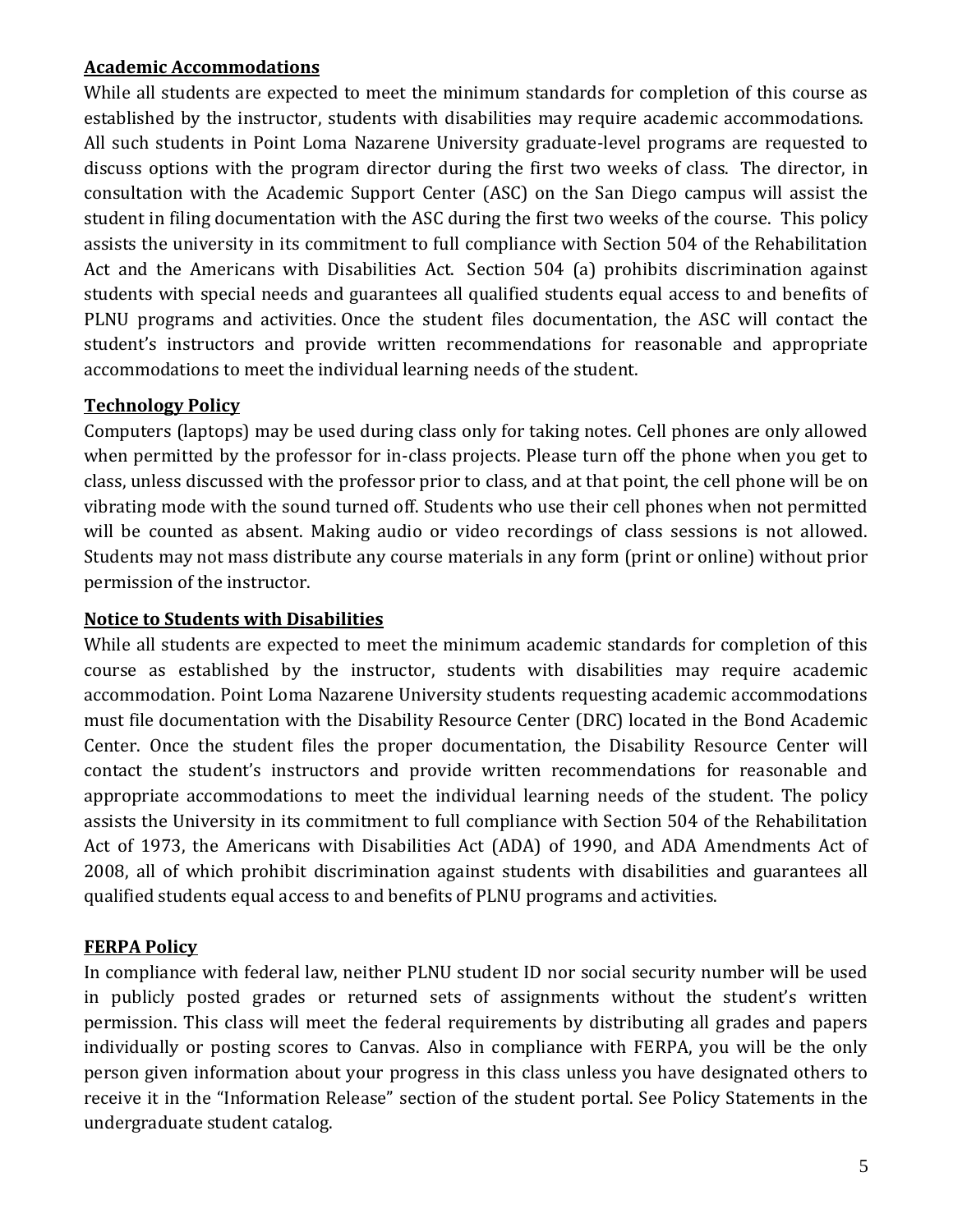**Academic Accommodations**

While all students are expected to meet the minimum standards for completion of this course as established by the instructor, students with disabilities may require academic accommodations. All such students in Point Loma Nazarene University graduate-level programs are requested to discuss options with the program director during the first two weeks of class. The director, in consultation with the Academic Support Center (ASC) on the San Diego campus will assist the student in filing documentation with the ASC during the first two weeks of the course. This policy assists the university in its commitment to full compliance with Section 504 of the Rehabilitation Act and the Americans with Disabilities Act. Section 504 (a) prohibits discrimination against students with special needs and guarantees all qualified students equal access to and benefits of PLNU programs and activities. Once the student files documentation, the ASC will contact the student's instructors and provide written recommendations for reasonable and appropriate accommodations to meet the individual learning needs of the student.

**Technology Policy**

Computers (laptops) may be used during class only for taking notes. Cell phones are only allowed when permitted by the professor for in-class projects. Please turn off the phone when you get to class, unless discussed with the professor prior to class, and at that point, the cell phone will be on vibrating mode with the sound turned off. Students who use their cell phones when not permitted will be counted as absent. Making audio or video recordings of class sessions is not allowed. Students may not mass distribute any course materials in any form (print or online) without prior permission of the instructor.

**Notice to Students with Disabilities**

While all students are expected to meet the minimum academic standards for completion of this course as established by the instructor, students with disabilities may require academic accommodation. Point Loma Nazarene University students requesting academic accommodations must file documentation with the Disability Resource Center (DRC) located in the Bond Academic Center. Once the student files the proper documentation, the Disability Resource Center will contact the student's instructors and provide written recommendations for reasonable and appropriate accommodations to meet the individual learning needs of the student. The policy assists the University in its commitment to full compliance with Section 504 of the Rehabilitation Act of 1973, the Americans with Disabilities Act (ADA) of 1990, and ADA Amendments Act of 2008, all of which prohibit discrimination against students with disabilities and guarantees all qualified students equal access to and benefits of PLNU programs and activities.

**FERPA Policy**

In compliance with federal law, neither PLNU student ID nor social security number will be used in publicly posted grades or returned sets of assignments without the student's written permission. This class will meet the federal requirements by distributing all grades and papers individually or posting scores to Canvas. Also in compliance with FERPA, you will be the only person given information about your progress in this class unless you have designated others to receive it in the "Information Release" section of the student portal. See Policy Statements in the undergraduate student catalog.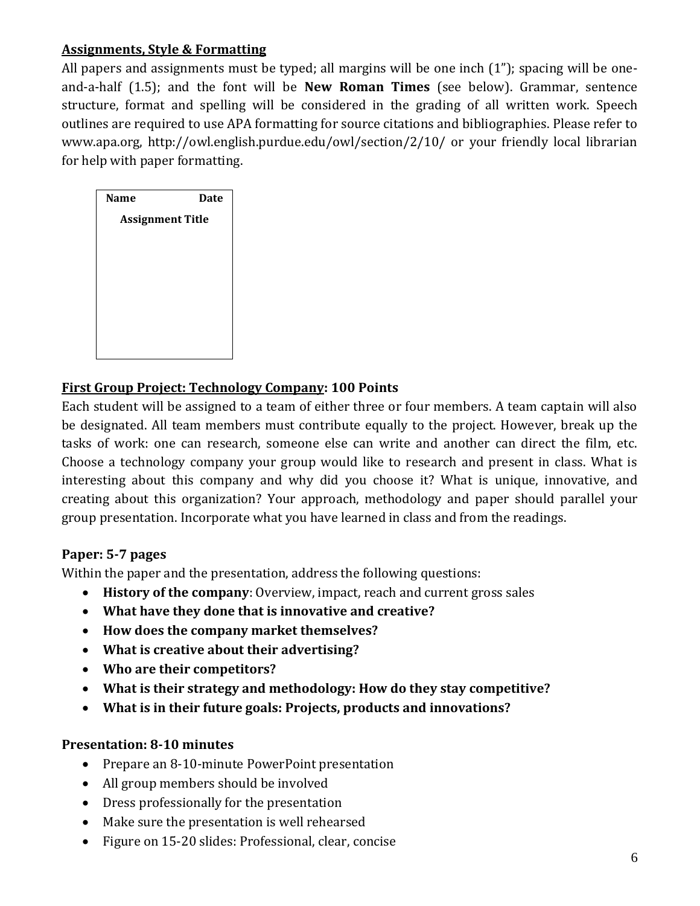**<u>Assignments, Style & Formatting</u>**

All papers and assignments must be typed; all margins will be one inch (1"); spacing will be one-and-a-half (1.5); and the font will be **New Roman Times** (see below). Grammar, sentence structure, format and spelling will be considered in the grading of all written work. Speech outlines are required to use APA formatting for source citations and bibliographies. Please refer to www.apa.org, http://owl.english.purdue.edu/owl/section/2/10/ or your friendly local librarian for help with paper formatting.

| **Name** | **Date** |
| --- | --- |
| **Assignment Title** | |

**<u>First Group Project: Technology Company</u>: 100 Points**

Each student will be assigned to a team of either three or four members. A team captain will also be designated. All team members must contribute equally to the project. However, break up the tasks of work: one can research, someone else can write and another can direct the film, etc. Choose a technology company your group would like to research and present in class. What is interesting about this company and why did you choose it? What is unique, innovative, and creating about this organization? Your approach, methodology and paper should parallel your group presentation. Incorporate what you have learned in class and from the readings.

**Paper: 5-7 pages**

Within the paper and the presentation, address the following questions:

- **History of the company**: Overview, impact, reach and current gross sales
- **What have they done that is innovative and creative?**
- **How does the company market themselves?**
- **What is creative about their advertising?**
- **Who are their competitors?**
- **What is their strategy and methodology: How do they stay competitive?**
- **What is in their future goals: Projects, products and innovations?**

**Presentation: 8-10 minutes**

- Prepare an 8-10-minute PowerPoint presentation
- All group members should be involved
- Dress professionally for the presentation
- Make sure the presentation is well rehearsed
- Figure on 15-20 slides: Professional, clear, concise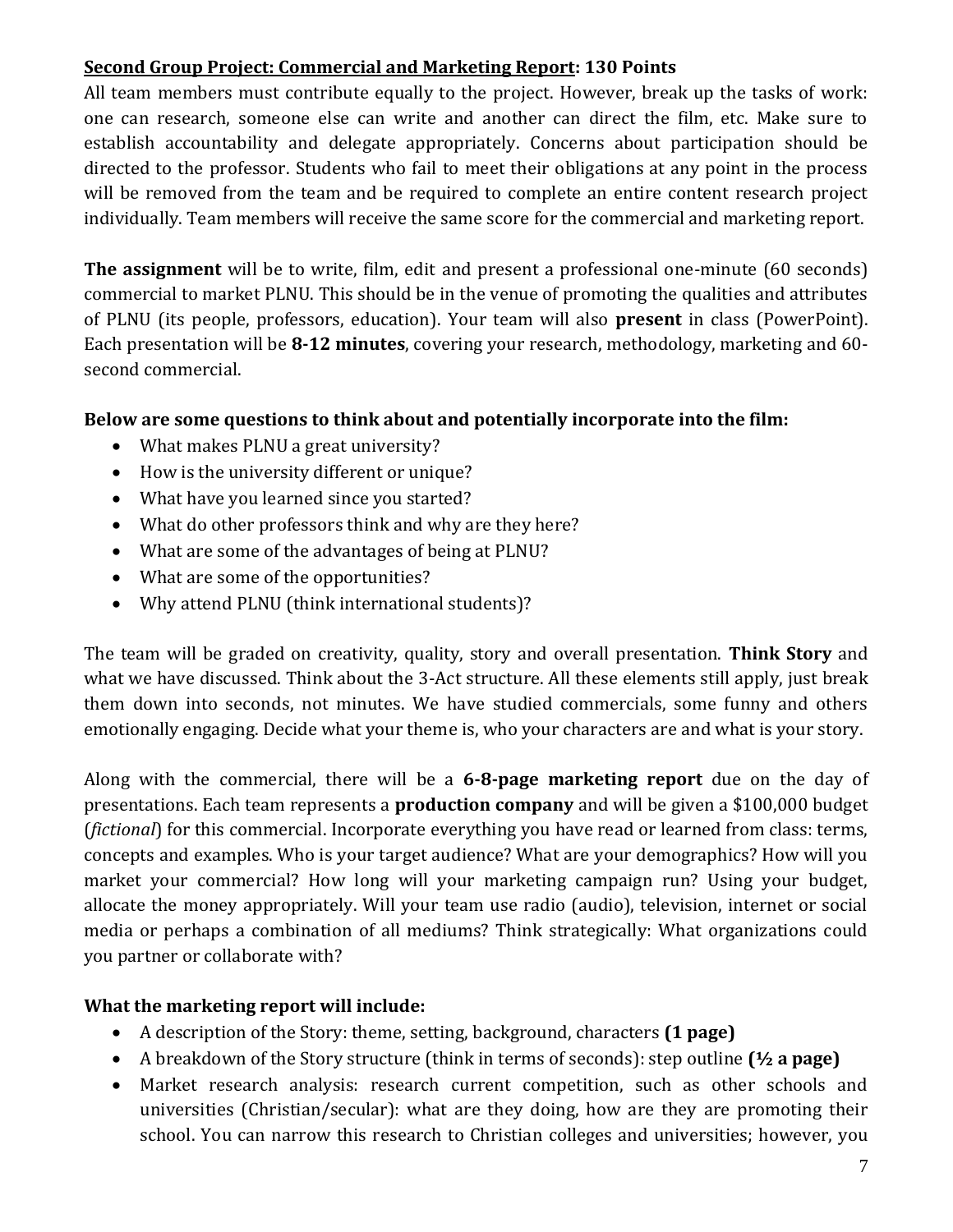**Second Group Project: Commercial and Marketing Report: 130 Points**

All team members must contribute equally to the project. However, break up the tasks of work: one can research, someone else can write and another can direct the film, etc. Make sure to establish accountability and delegate appropriately. Concerns about participation should be directed to the professor. Students who fail to meet their obligations at any point in the process will be removed from the team and be required to complete an entire content research project individually. Team members will receive the same score for the commercial and marketing report.

**The assignment** will be to write, film, edit and present a professional one-minute (60 seconds) commercial to market PLNU. This should be in the venue of promoting the qualities and attributes of PLNU (its people, professors, education). Your team will also **present** in class (PowerPoint). Each presentation will be **8-12 minutes**, covering your research, methodology, marketing and 60-second commercial.

**Below are some questions to think about and potentially incorporate into the film:**

- What makes PLNU a great university?
- How is the university different or unique?
- What have you learned since you started?
- What do other professors think and why are they here?
- What are some of the advantages of being at PLNU?
- What are some of the opportunities?
- Why attend PLNU (think international students)?

The team will be graded on creativity, quality, story and overall presentation. **Think Story** and what we have discussed. Think about the 3-Act structure. All these elements still apply, just break them down into seconds, not minutes. We have studied commercials, some funny and others emotionally engaging. Decide what your theme is, who your characters are and what is your story.

Along with the commercial, there will be a **6-8-page marketing report** due on the day of presentations. Each team represents a **production company** and will be given a $100,000 budget (*fictional*) for this commercial. Incorporate everything you have read or learned from class: terms, concepts and examples. Who is your target audience? What are your demographics? How will you market your commercial? How long will your marketing campaign run? Using your budget, allocate the money appropriately. Will your team use radio (audio), television, internet or social media or perhaps a combination of all mediums? Think strategically: What organizations could you partner or collaborate with?

**What the marketing report will include:**

- A description of the Story: theme, setting, background, characters **(1 page)**
- A breakdown of the Story structure (think in terms of seconds): step outline **(½ a page)**
- Market research analysis: research current competition, such as other schools and universities (Christian/secular): what are they doing, how are they are promoting their school. You can narrow this research to Christian colleges and universities; however, you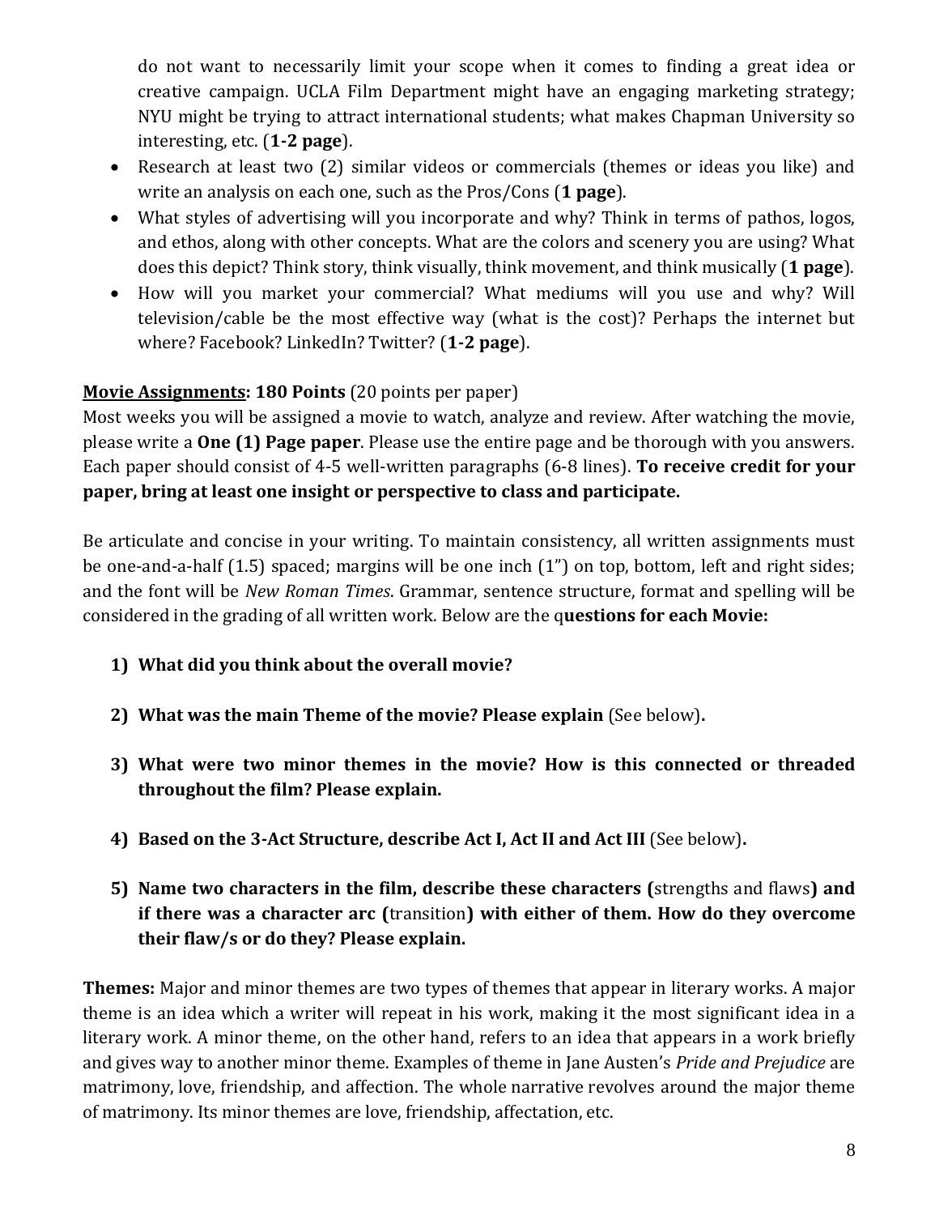do not want to necessarily limit your scope when it comes to finding a great idea or creative campaign. UCLA Film Department might have an engaging marketing strategy; NYU might be trying to attract international students; what makes Chapman University so interesting, etc. (**1-2 page**).

- Research at least two (2) similar videos or commercials (themes or ideas you like) and write an analysis on each one, such as the Pros/Cons (**1 page**).
- What styles of advertising will you incorporate and why? Think in terms of pathos, logos, and ethos, along with other concepts. What are the colors and scenery you are using? What does this depict? Think story, think visually, think movement, and think musically (**1 page**).
- How will you market your commercial? What mediums will you use and why? Will television/cable be the most effective way (what is the cost)? Perhaps the internet but where? Facebook? LinkedIn? Twitter? (**1-2 page**).

**Movie Assignments: 180 Points** (20 points per paper)
Most weeks you will be assigned a movie to watch, analyze and review. After watching the movie, please write a **One (1) Page paper**. Please use the entire page and be thorough with you answers. Each paper should consist of 4-5 well-written paragraphs (6-8 lines). **To receive credit for your paper, bring at least one insight or perspective to class and participate.**

Be articulate and concise in your writing. To maintain consistency, all written assignments must be one-and-a-half (1.5) spaced; margins will be one inch (1") on top, bottom, left and right sides; and the font will be *New Roman Times*. Grammar, sentence structure, format and spelling will be considered in the grading of all written work. Below are the q**uestions for each Movie:**

1) **What did you think about the overall movie?**
2) **What was the main Theme of the movie? Please explain** (See below)**.**
3) **What were two minor themes in the movie? How is this connected or threaded throughout the film? Please explain.**
4) **Based on the 3-Act Structure, describe Act I, Act II and Act III** (See below)**.**
5) **Name two characters in the film, describe these characters (**strengths and flaws**) and if there was a character arc (**transition**) with either of them. How do they overcome their flaw/s or do they? Please explain.**

**Themes:** Major and minor themes are two types of themes that appear in literary works. A major theme is an idea which a writer will repeat in his work, making it the most significant idea in a literary work. A minor theme, on the other hand, refers to an idea that appears in a work briefly and gives way to another minor theme. Examples of theme in Jane Austen's *Pride and Prejudice* are matrimony, love, friendship, and affection. The whole narrative revolves around the major theme of matrimony. Its minor themes are love, friendship, affectation, etc.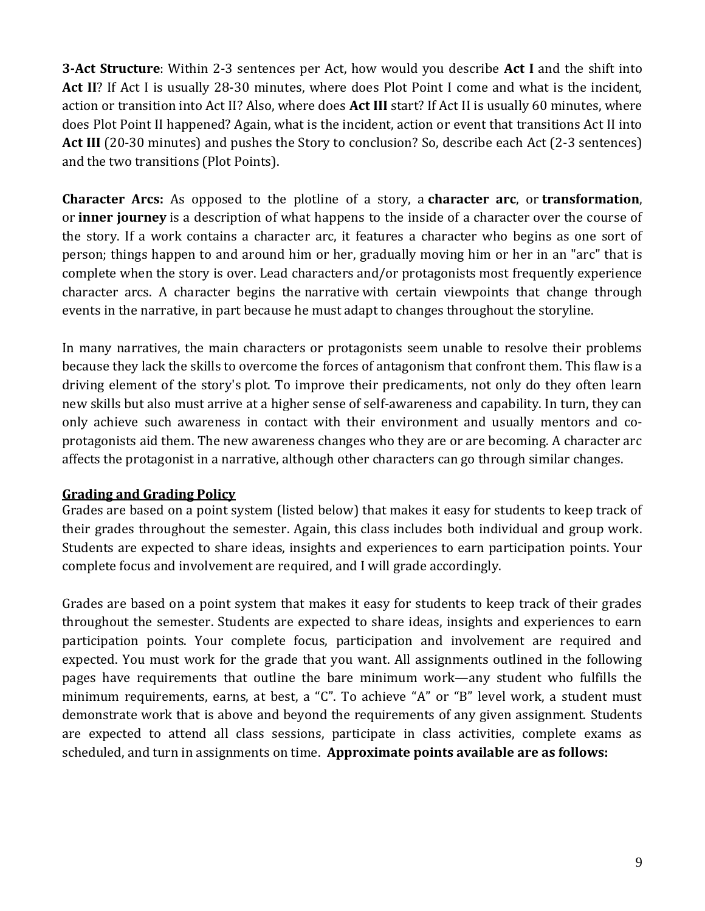**3-Act Structure**: Within 2-3 sentences per Act, how would you describe **Act I** and the shift into **Act II**? If Act I is usually 28-30 minutes, where does Plot Point I come and what is the incident, action or transition into Act II? Also, where does **Act III** start? If Act II is usually 60 minutes, where does Plot Point II happened? Again, what is the incident, action or event that transitions Act II into **Act III** (20-30 minutes) and pushes the Story to conclusion? So, describe each Act (2-3 sentences) and the two transitions (Plot Points).

**Character Arcs:** As opposed to the plotline of a story, a **character arc**, or **transformation**, or **inner journey** is a description of what happens to the inside of a character over the course of the story. If a work contains a character arc, it features a character who begins as one sort of person; things happen to and around him or her, gradually moving him or her in an "arc" that is complete when the story is over. Lead characters and/or protagonists most frequently experience character arcs. A character begins the narrative with certain viewpoints that change through events in the narrative, in part because he must adapt to changes throughout the storyline.

In many narratives, the main characters or protagonists seem unable to resolve their problems because they lack the skills to overcome the forces of antagonism that confront them. This flaw is a driving element of the story's plot. To improve their predicaments, not only do they often learn new skills but also must arrive at a higher sense of self-awareness and capability. In turn, they can only achieve such awareness in contact with their environment and usually mentors and co-protagonists aid them. The new awareness changes who they are or are becoming. A character arc affects the protagonist in a narrative, although other characters can go through similar changes.

## Grading and Grading Policy

Grades are based on a point system (listed below) that makes it easy for students to keep track of their grades throughout the semester. Again, this class includes both individual and group work. Students are expected to share ideas, insights and experiences to earn participation points. Your complete focus and involvement are required, and I will grade accordingly.

Grades are based on a point system that makes it easy for students to keep track of their grades throughout the semester. Students are expected to share ideas, insights and experiences to earn participation points. Your complete focus, participation and involvement are required and expected. You must work for the grade that you want. All assignments outlined in the following pages have requirements that outline the bare minimum work—any student who fulfills the minimum requirements, earns, at best, a "C". To achieve "A" or "B" level work, a student must demonstrate work that is above and beyond the requirements of any given assignment. Students are expected to attend all class sessions, participate in class activities, complete exams as scheduled, and turn in assignments on time. **Approximate points available are as follows:**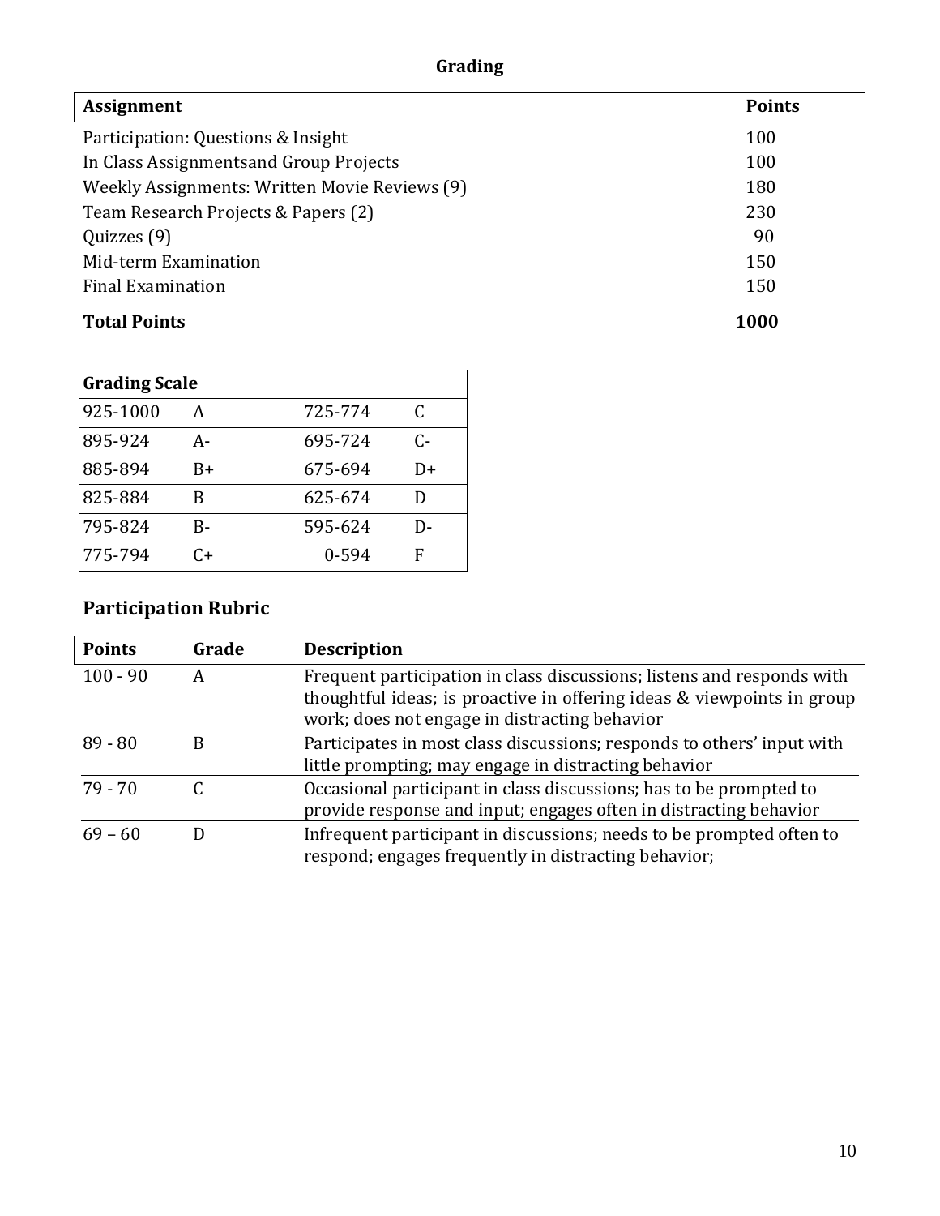## Grading

| Assignment | Points |
|---|---|
| Participation: Questions & Insight | 100 |
| In Class Assignmentsand Group Projects | 100 |
| Weekly Assignments: Written Movie Reviews (9) | 180 |
| Team Research Projects & Papers (2) | 230 |
| Quizzes (9) | 90 |
| Mid-term Examination | 150 |
| Final Examination | 150 |
| **Total Points** | **1000** |

| Grading Scale | | | |
|---|---|---|---|
| 925-1000 | A | 725-774 | C |
| 895-924 | A- | 695-724 | C- |
| 885-894 | B+ | 675-694 | D+ |
| 825-884 | B | 625-674 | D |
| 795-824 | B- | 595-624 | D- |
| 775-794 | C+ | 0-594 | F |

## Participation Rubric

| Points | Grade | Description |
|---|---|---|
| 100 - 90 | A | Frequent participation in class discussions; listens and responds with thoughtful ideas; is proactive in offering ideas & viewpoints in group work; does not engage in distracting behavior |
| 89 - 80 | B | Participates in most class discussions; responds to others' input with little prompting; may engage in distracting behavior |
| 79 - 70 | C | Occasional participant in class discussions; has to be prompted to provide response and input; engages often in distracting behavior |
| 69 – 60 | D | Infrequent participant in discussions; needs to be prompted often to respond; engages frequently in distracting behavior; |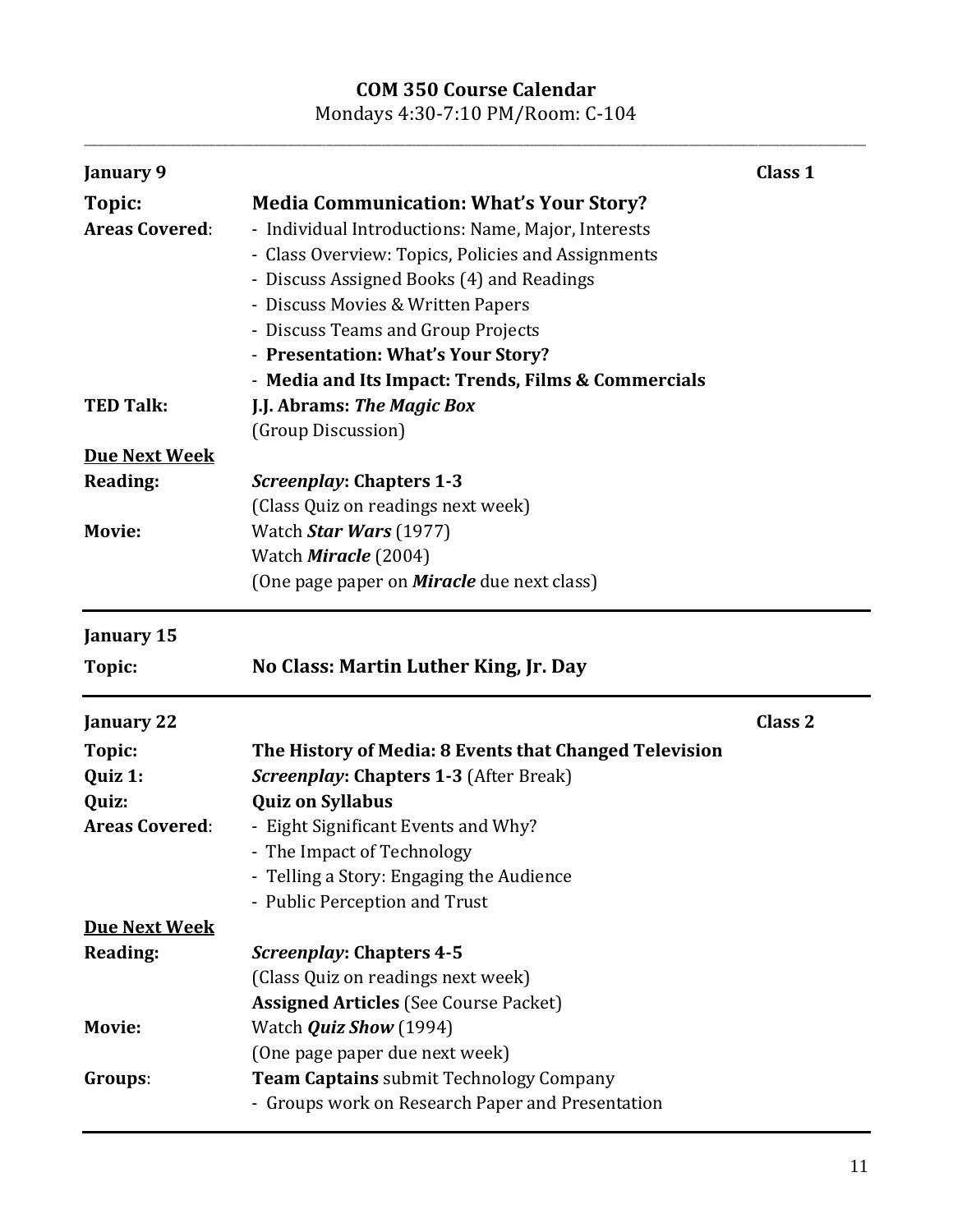## COM 350 Course Calendar

Mondays 4:30-7:10 PM/Room: C-104

---

**January 9** — **Class 1**

**Topic:** **Media Communication: What's Your Story?**

**Areas Covered**:
- Individual Introductions: Name, Major, Interests
- Class Overview: Topics, Policies and Assignments
- Discuss Assigned Books (4) and Readings
- Discuss Movies & Written Papers
- Discuss Teams and Group Projects
- **Presentation: What's Your Story?**
- **Media and Its Impact: Trends, Films & Commercials**

**TED Talk:** **J.J. Abrams: *The Magic Box***
(Group Discussion)

**<u>Due Next Week</u>**

**Reading:** ***Screenplay*: Chapters 1-3**
(Class Quiz on readings next week)

**Movie:** Watch ***Star Wars*** (1977)
Watch ***Miracle*** (2004)
(One page paper on ***Miracle*** due next class)

---

**January 15**

**Topic:** **No Class: Martin Luther King, Jr. Day**

---

**January 22** — **Class 2**

**Topic:** **The History of Media: 8 Events that Changed Television**

**Quiz 1:** ***Screenplay*: Chapters 1-3** (After Break)

**Quiz:** **Quiz on Syllabus**

**Areas Covered**:
- Eight Significant Events and Why?
- The Impact of Technology
- Telling a Story: Engaging the Audience
- Public Perception and Trust

**<u>Due Next Week</u>**

**Reading:** ***Screenplay*: Chapters 4-5**
(Class Quiz on readings next week)
**Assigned Articles** (See Course Packet)

**Movie:** Watch ***Quiz Show*** (1994)
(One page paper due next week)

**Groups**: **Team Captains** submit Technology Company
- Groups work on Research Paper and Presentation

---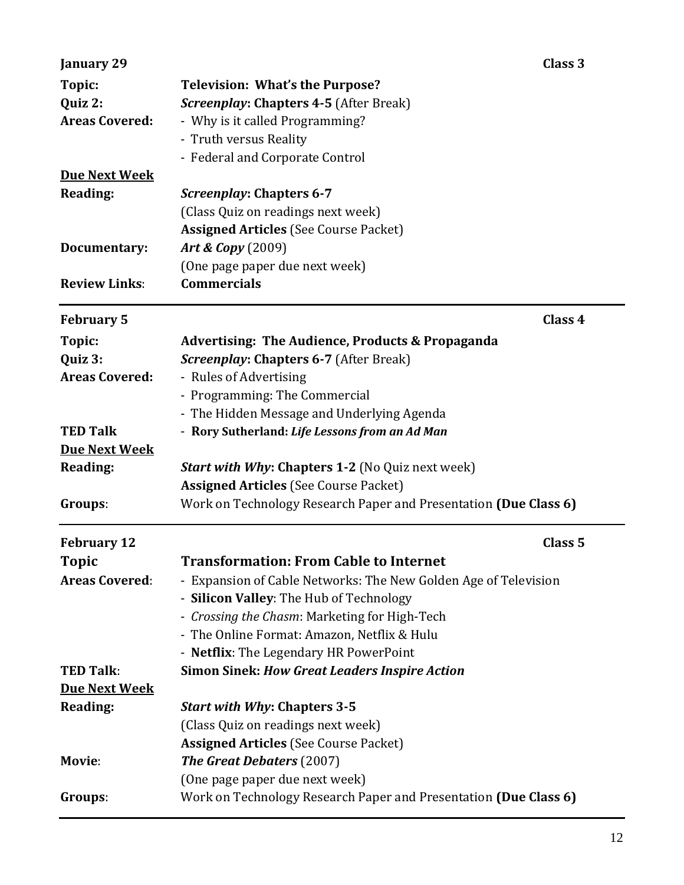**January 29** **Class 3**

**Topic:** **Television: What's the Purpose?**

**Quiz 2:** ***Screenplay*: Chapters 4-5** (After Break)

**Areas Covered:**
- Why is it called Programming?
- Truth versus Reality
- Federal and Corporate Control

**<u>Due Next Week</u>**

**Reading:** ***Screenplay*: Chapters 6-7**
(Class Quiz on readings next week)
**Assigned Articles** (See Course Packet)

**Documentary:** ***Art & Copy*** (2009)
(One page paper due next week)

**Review Links**: **Commercials**

---

**February 5** **Class 4**

**Topic:** **Advertising: The Audience, Products & Propaganda**

**Quiz 3:** ***Screenplay*: Chapters 6-7** (After Break)

**Areas Covered:**
- Rules of Advertising
- Programming: The Commercial
- The Hidden Message and Underlying Agenda

**TED Talk**
- **Rory Sutherland: *Life Lessons from an Ad Man***

**<u>Due Next Week</u>**

**Reading:** ***Start with Why*: Chapters 1-2** (No Quiz next week)
**Assigned Articles** (See Course Packet)

**Groups**: Work on Technology Research Paper and Presentation **(Due Class 6)**

---

**February 12** **Class 5**

**Topic** **Transformation: From Cable to Internet**

**Areas Covered**:
- Expansion of Cable Networks: The New Golden Age of Television
- **Silicon Valley**: The Hub of Technology
- *Crossing the Chasm*: Marketing for High-Tech
- The Online Format: Amazon, Netflix & Hulu
- **Netflix**: The Legendary HR PowerPoint

**TED Talk**: **Simon Sinek: *How Great Leaders Inspire Action***

**<u>Due Next Week</u>**

**Reading:** ***Start with Why*: Chapters 3-5**
(Class Quiz on readings next week)
**Assigned Articles** (See Course Packet)

**Movie**: ***The Great Debaters*** (2007)
(One page paper due next week)

**Groups**: Work on Technology Research Paper and Presentation **(Due Class 6)**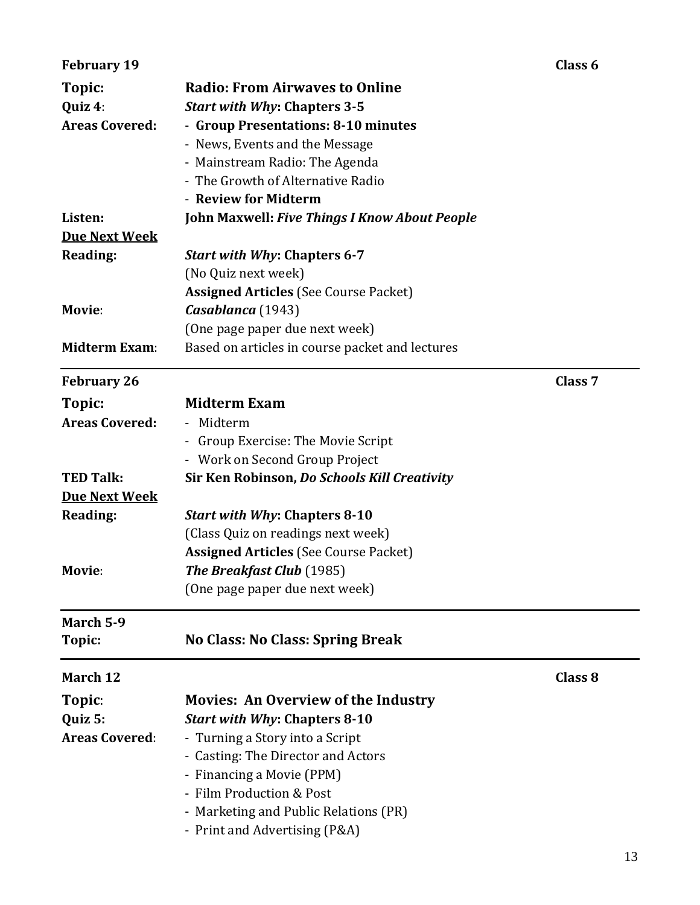**February 19** **Class 6**

**Topic:** **Radio: From Airwaves to Online**

**Quiz 4**: ***Start with Why*: Chapters 3-5**

**Areas Covered:**
- **Group Presentations: 8-10 minutes**
- News, Events and the Message
- Mainstream Radio: The Agenda
- The Growth of Alternative Radio
- **Review for Midterm**

**Listen:** **John Maxwell: *Five Things I Know About People***

**Due Next Week**

**Reading:** ***Start with Why*: Chapters 6-7**
(No Quiz next week)
**Assigned Articles** (See Course Packet)

**Movie**: ***Casablanca*** (1943)
(One page paper due next week)

**Midterm Exam**: Based on articles in course packet and lectures

---

**February 26** **Class 7**

**Topic:** **Midterm Exam**

**Areas Covered:**
- Midterm
- Group Exercise: The Movie Script
- Work on Second Group Project

**TED Talk:** **Sir Ken Robinson, *Do Schools Kill Creativity***

**Due Next Week**

**Reading:** ***Start with Why*: Chapters 8-10**
(Class Quiz on readings next week)
**Assigned Articles** (See Course Packet)

**Movie**: ***The Breakfast Club*** (1985)
(One page paper due next week)

---

**March 5-9**

**Topic:** **No Class: No Class: Spring Break**

---

**March 12** **Class 8**

**Topic**: **Movies: An Overview of the Industry**

**Quiz 5:** ***Start with Why*: Chapters 8-10**

**Areas Covered**:
- Turning a Story into a Script
- Casting: The Director and Actors
- Financing a Movie (PPM)
- Film Production & Post
- Marketing and Public Relations (PR)
- Print and Advertising (P&A)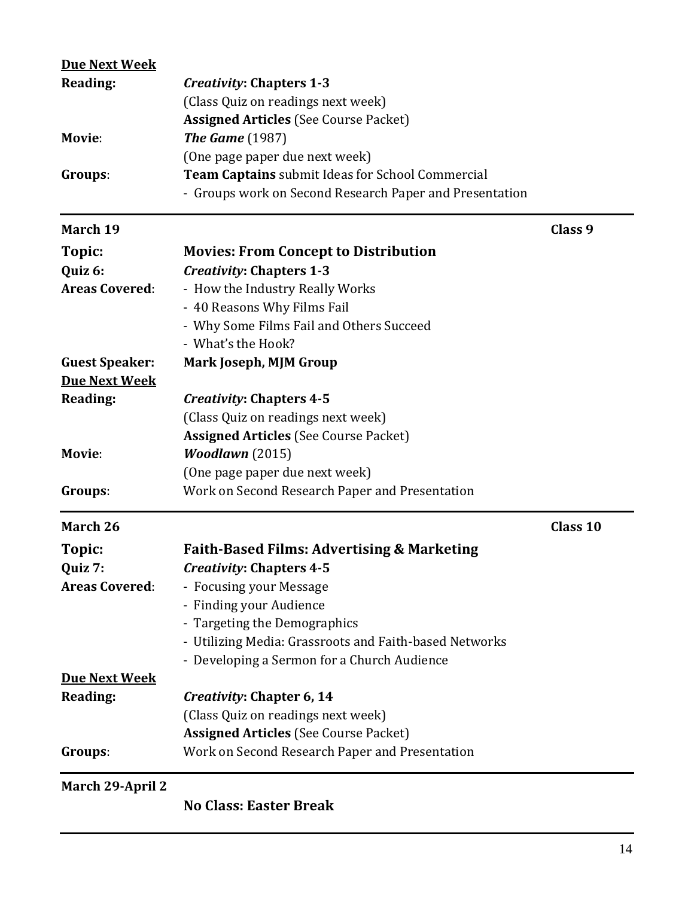**Due Next Week**

**Reading:** ***Creativity*: Chapters 1-3**
(Class Quiz on readings next week)
**Assigned Articles** (See Course Packet)

**Movie**: ***The Game*** (1987)
(One page paper due next week)

**Groups**: **Team Captains** submit Ideas for School Commercial
- Groups work on Second Research Paper and Presentation

---

**March 19** **Class 9**

**Topic:** **Movies: From Concept to Distribution**

**Quiz 6:** ***Creativity*: Chapters 1-3**

**Areas Covered**:
- How the Industry Really Works
- 40 Reasons Why Films Fail
- Why Some Films Fail and Others Succeed
- What's the Hook?

**Guest Speaker:** **Mark Joseph, MJM Group**

**Due Next Week**

**Reading:** ***Creativity*: Chapters 4-5**
(Class Quiz on readings next week)
**Assigned Articles** (See Course Packet)

**Movie**: ***Woodlawn*** (2015)
(One page paper due next week)

**Groups**: Work on Second Research Paper and Presentation

---

**March 26** **Class 10**

**Topic:** **Faith-Based Films: Advertising & Marketing**

**Quiz 7:** ***Creativity*: Chapters 4-5**

**Areas Covered**:
- Focusing your Message
- Finding your Audience
- Targeting the Demographics
- Utilizing Media: Grassroots and Faith-based Networks
- Developing a Sermon for a Church Audience

**Due Next Week**

**Reading:** ***Creativity*: Chapter 6, 14**
(Class Quiz on readings next week)
**Assigned Articles** (See Course Packet)

**Groups**: Work on Second Research Paper and Presentation

---

**March 29-April 2**

**No Class: Easter Break**

---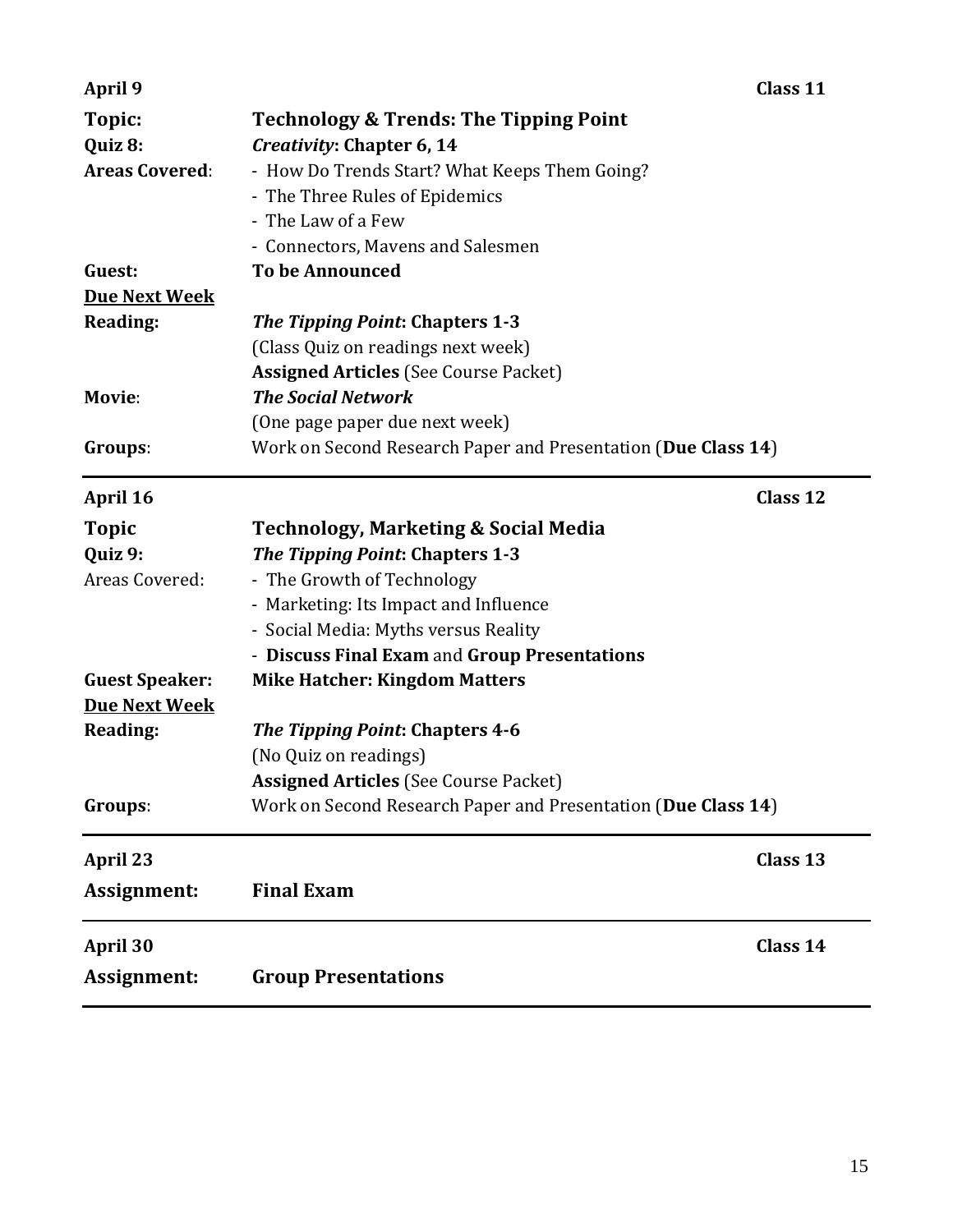**April 9** — **Class 11**

| | |
|---|---|
| **Topic:** | **Technology & Trends: The Tipping Point** |
| **Quiz 8:** | ***Creativity*: Chapter 6, 14** |
| **Areas Covered**: | - How Do Trends Start? What Keeps Them Going?<br>- The Three Rules of Epidemics<br>- The Law of a Few<br>- Connectors, Mavens and Salesmen |
| **Guest:** | **To be Announced** |
| **<u>Due Next Week</u>** | |
| **Reading:** | ***The Tipping Point*: Chapters 1-3**<br>(Class Quiz on readings next week)<br>**Assigned Articles** (See Course Packet) |
| **Movie**: | ***The Social Network***<br>(One page paper due next week) |
| **Groups**: | Work on Second Research Paper and Presentation (**Due Class 14**) |

---

**April 16** — **Class 12**

| | |
|---|---|
| **Topic** | **Technology, Marketing & Social Media** |
| **Quiz 9:** | ***The Tipping Point*: Chapters 1-3** |
| Areas Covered: | - The Growth of Technology<br>- Marketing: Its Impact and Influence<br>- Social Media: Myths versus Reality<br>- **Discuss Final Exam** and **Group Presentations** |
| **Guest Speaker:** | **Mike Hatcher: Kingdom Matters** |
| **<u>Due Next Week</u>** | |
| **Reading:** | ***The Tipping Point*: Chapters 4-6**<br>(No Quiz on readings)<br>**Assigned Articles** (See Course Packet) |
| **Groups**: | Work on Second Research Paper and Presentation (**Due Class 14**) |

---

**April 23** — **Class 13**

**Assignment:** **Final Exam**

---

**April 30** — **Class 14**

**Assignment:** **Group Presentations**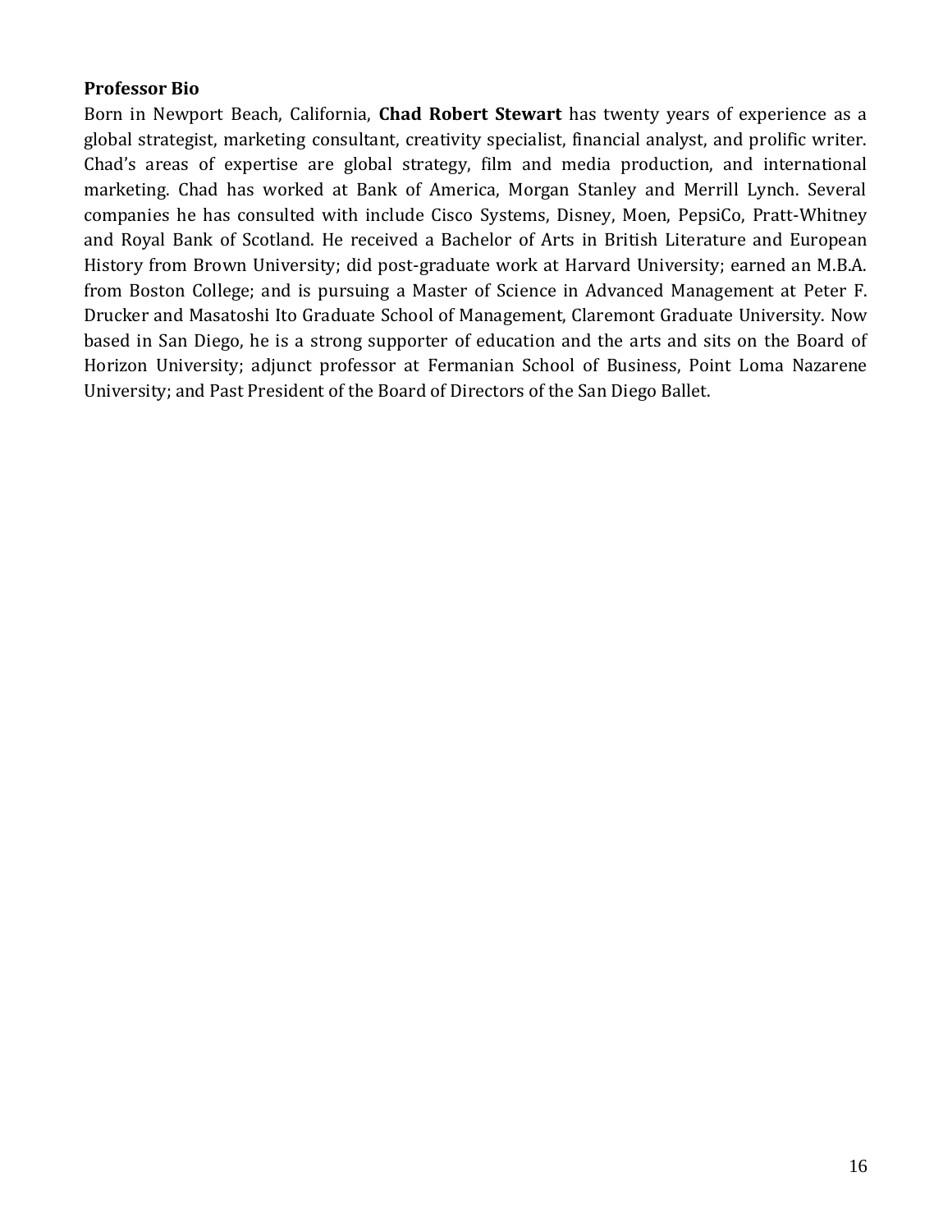**Professor Bio**

Born in Newport Beach, California, **Chad Robert Stewart** has twenty years of experience as a global strategist, marketing consultant, creativity specialist, financial analyst, and prolific writer. Chad's areas of expertise are global strategy, film and media production, and international marketing. Chad has worked at Bank of America, Morgan Stanley and Merrill Lynch. Several companies he has consulted with include Cisco Systems, Disney, Moen, PepsiCo, Pratt-Whitney and Royal Bank of Scotland. He received a Bachelor of Arts in British Literature and European History from Brown University; did post-graduate work at Harvard University; earned an M.B.A. from Boston College; and is pursuing a Master of Science in Advanced Management at Peter F. Drucker and Masatoshi Ito Graduate School of Management, Claremont Graduate University. Now based in San Diego, he is a strong supporter of education and the arts and sits on the Board of Horizon University; adjunct professor at Fermanian School of Business, Point Loma Nazarene University; and Past President of the Board of Directors of the San Diego Ballet.